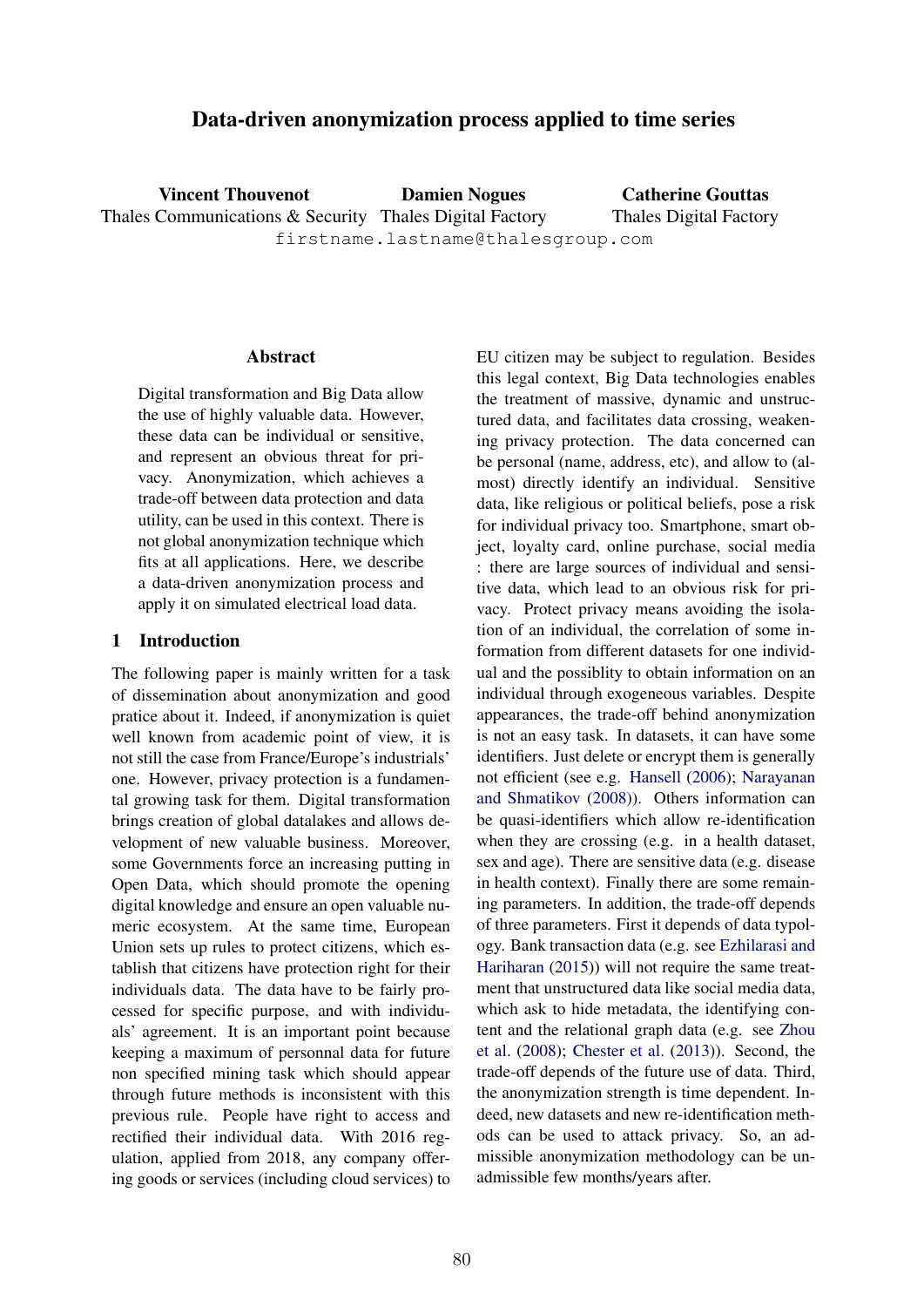# Data-driven anonymization process applied to time series

**Vincent Thouvenot**
Thales Communications & Security

**Damien Nogues**
Thales Digital Factory

**Catherine Gouttas**
Thales Digital Factory

firstname.lastname@thalesgroup.com

## Abstract

Digital transformation and Big Data allow the use of highly valuable data. However, these data can be individual or sensitive, and represent an obvious threat for privacy. Anonymization, which achieves a trade-off between data protection and data utility, can be used in this context. There is not global anonymization technique which fits at all applications. Here, we describe a data-driven anonymization process and apply it on simulated electrical load data.

## 1 Introduction

The following paper is mainly written for a task of dissemination about anonymization and good pratice about it. Indeed, if anonymization is quiet well known from academic point of view, it is not still the case from France/Europe's industrials' one. However, privacy protection is a fundamental growing task for them. Digital transformation brings creation of global datalakes and allows development of new valuable business. Moreover, some Governments force an increasing putting in Open Data, which should promote the opening digital knowledge and ensure an open valuable numeric ecosystem. At the same time, European Union sets up rules to protect citizens, which establish that citizens have protection right for their individuals data. The data have to be fairly processed for specific purpose, and with individuals' agreement. It is an important point because keeping a maximum of personnal data for future non specified mining task which should appear through future methods is inconsistent with this previous rule. People have right to access and rectified their individual data. With 2016 regulation, applied from 2018, any company offering goods or services (including cloud services) to EU citizen may be subject to regulation. Besides this legal context, Big Data technologies enables the treatment of massive, dynamic and unstructured data, and facilitates data crossing, weakening privacy protection. The data concerned can be personal (name, address, etc), and allow to (almost) directly identify an individual. Sensitive data, like religious or political beliefs, pose a risk for individual privacy too. Smartphone, smart object, loyalty card, online purchase, social media : there are large sources of individual and sensitive data, which lead to an obvious risk for privacy. Protect privacy means avoiding the isolation of an individual, the correlation of some information from different datasets for one individual and the possiblity to obtain information on an individual through exogeneous variables. Despite appearances, the trade-off behind anonymization is not an easy task. In datasets, it can have some identifiers. Just delete or encrypt them is generally not efficient (see e.g. Hansell (2006); Narayanan and Shmatikov (2008)). Others information can be quasi-identifiers which allow re-identification when they are crossing (e.g. in a health dataset, sex and age). There are sensitive data (e.g. disease in health context). Finally there are some remaining parameters. In addition, the trade-off depends of three parameters. First it depends of data typology. Bank transaction data (e.g. see Ezhilarasi and Hariharan (2015)) will not require the same treatment that unstructured data like social media data, which ask to hide metadata, the identifying content and the relational graph data (e.g. see Zhou et al. (2008); Chester et al. (2013)). Second, the trade-off depends of the future use of data. Third, the anonymization strength is time dependent. Indeed, new datasets and new re-identification methods can be used to attack privacy. So, an admissible anonymization methodology can be unadmissible few months/years after.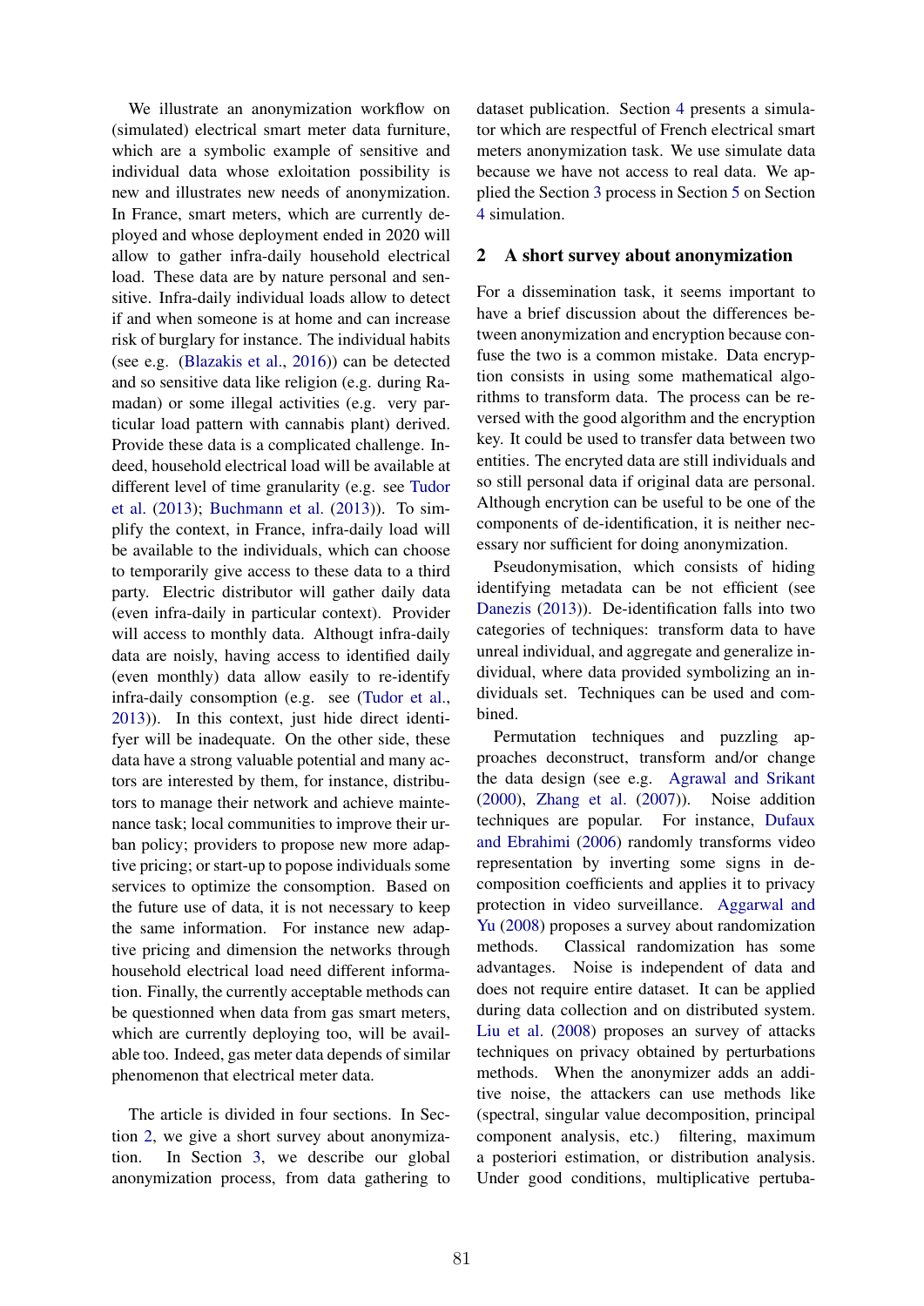We illustrate an anonymization workflow on (simulated) electrical smart meter data furniture, which are a symbolic example of sensitive and individual data whose exloitation possibility is new and illustrates new needs of anonymization. In France, smart meters, which are currently deployed and whose deployment ended in 2020 will allow to gather infra-daily household electrical load. These data are by nature personal and sensitive. Infra-daily individual loads allow to detect if and when someone is at home and can increase risk of burglary for instance. The individual habits (see e.g. (Blazakis et al., 2016)) can be detected and so sensitive data like religion (e.g. during Ramadan) or some illegal activities (e.g. very particular load pattern with cannabis plant) derived. Provide these data is a complicated challenge. Indeed, household electrical load will be available at different level of time granularity (e.g. see Tudor et al. (2013); Buchmann et al. (2013)). To simplify the context, in France, infra-daily load will be available to the individuals, which can choose to temporarily give access to these data to a third party. Electric distributor will gather daily data (even infra-daily in particular context). Provider will access to monthly data. Althougt infra-daily data are noisly, having access to identified daily (even monthly) data allow easily to re-identify infra-daily consomption (e.g. see (Tudor et al., 2013)). In this context, just hide direct identifyer will be inadequate. On the other side, these data have a strong valuable potential and many actors are interested by them, for instance, distributors to manage their network and achieve maintenance task; local communities to improve their urban policy; providers to propose new more adaptive pricing; or start-up to popose individuals some services to optimize the consomption. Based on the future use of data, it is not necessary to keep the same information. For instance new adaptive pricing and dimension the networks through household electrical load need different information. Finally, the currently acceptable methods can be questionned when data from gas smart meters, which are currently deploying too, will be available too. Indeed, gas meter data depends of similar phenomenon that electrical meter data.

The article is divided in four sections. In Section 2, we give a short survey about anonymization. In Section 3, we describe our global anonymization process, from data gathering to dataset publication. Section 4 presents a simulator which are respectful of French electrical smart meters anonymization task. We use simulate data because we have not access to real data. We applied the Section 3 process in Section 5 on Section 4 simulation.

## 2 A short survey about anonymization

For a dissemination task, it seems important to have a brief discussion about the differences between anonymization and encryption because confuse the two is a common mistake. Data encryption consists in using some mathematical algorithms to transform data. The process can be reversed with the good algorithm and the encryption key. It could be used to transfer data between two entities. The encryted data are still individuals and so still personal data if original data are personal. Although encrytion can be useful to be one of the components of de-identification, it is neither necessary nor sufficient for doing anonymization.

Pseudonymisation, which consists of hiding identifying metadata can be not efficient (see Danezis (2013)). De-identification falls into two categories of techniques: transform data to have unreal individual, and aggregate and generalize individual, where data provided symbolizing an individuals set. Techniques can be used and combined.

Permutation techniques and puzzling approaches deconstruct, transform and/or change the data design (see e.g. Agrawal and Srikant (2000), Zhang et al. (2007)). Noise addition techniques are popular. For instance, Dufaux and Ebrahimi (2006) randomly transforms video representation by inverting some signs in decomposition coefficients and applies it to privacy protection in video surveillance. Aggarwal and Yu (2008) proposes a survey about randomization methods. Classical randomization has some advantages. Noise is independent of data and does not require entire dataset. It can be applied during data collection and on distributed system. Liu et al. (2008) proposes an survey of attacks techniques on privacy obtained by perturbations methods. When the anonymizer adds an additive noise, the attackers can use methods like (spectral, singular value decomposition, principal component analysis, etc.) filtering, maximum a posteriori estimation, or distribution analysis. Under good conditions, multiplicative pertuba-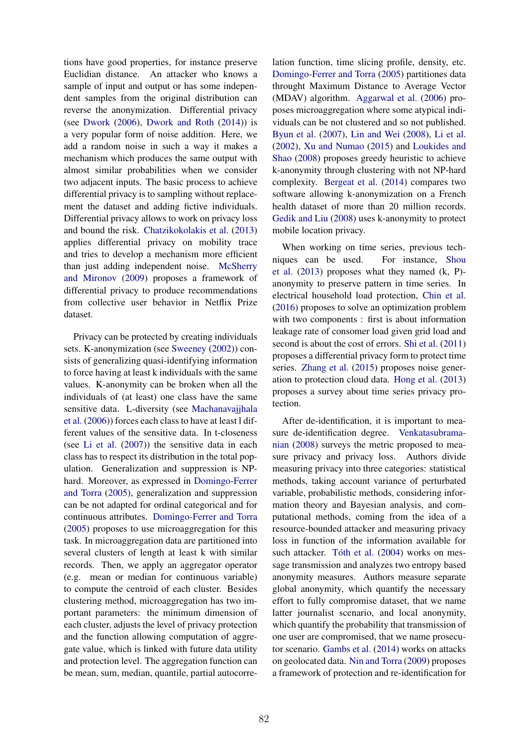tions have good properties, for instance preserve Euclidian distance. An attacker who knows a sample of input and output or has some independent samples from the original distribution can reverse the anonymization. Differential privacy (see Dwork (2006), Dwork and Roth (2014)) is a very popular form of noise addition. Here, we add a random noise in such a way it makes a mechanism which produces the same output with almost similar probabilities when we consider two adjacent inputs. The basic process to achieve differential privacy is to sampling without replacement the dataset and adding fictive individuals. Differential privacy allows to work on privacy loss and bound the risk. Chatzikokolakis et al. (2013) applies differential privacy on mobility trace and tries to develop a mechanism more efficient than just adding independent noise. McSherry and Mironov (2009) proposes a framework of differential privacy to produce recommendations from collective user behavior in Netflix Prize dataset.

Privacy can be protected by creating individuals sets. K-anonymization (see Sweeney (2002)) consists of generalizing quasi-identifying information to force having at least k individuals with the same values. K-anonymity can be broken when all the individuals of (at least) one class have the same sensitive data. L-diversity (see Machanavajjhala et al. (2006)) forces each class to have at least l different values of the sensitive data. In t-closeness (see Li et al. (2007)) the sensitive data in each class has to respect its distribution in the total population. Generalization and suppression is NP-hard. Moreover, as expressed in Domingo-Ferrer and Torra (2005), generalization and suppression can be not adapted for ordinal categorical and for continuous attributes. Domingo-Ferrer and Torra (2005) proposes to use microaggregation for this task. In microaggregation data are partitioned into several clusters of length at least k with similar records. Then, we apply an aggregator operator (e.g. mean or median for continuous variable) to compute the centroid of each cluster. Besides clustering method, microaggregation has two important parameters: the minimum dimension of each cluster, adjusts the level of privacy protection and the function allowing computation of aggregate value, which is linked with future data utility and protection level. The aggregation function can be mean, sum, median, quantile, partial autocorrelation function, time slicing profile, density, etc. Domingo-Ferrer and Torra (2005) partitiones data throught Maximum Distance to Average Vector (MDAV) algorithm. Aggarwal et al. (2006) proposes microaggregation where some atypical individuals can be not clustered and so not published. Byun et al. (2007), Lin and Wei (2008), Li et al. (2002), Xu and Numao (2015) and Loukides and Shao (2008) proposes greedy heuristic to achieve k-anonymity through clustering with not NP-hard complexity. Bergeat et al. (2014) compares two software allowing k-anonymization on a French health dataset of more than 20 million records. Gedik and Liu (2008) uses k-anonymity to protect mobile location privacy.

When working on time series, previous techniques can be used. For instance, Shou et al. (2013) proposes what they named (k, P)-anonymity to preserve pattern in time series. In electrical household load protection, Chin et al. (2016) proposes to solve an optimization problem with two components : first is about information leakage rate of consomer load given grid load and second is about the cost of errors. Shi et al. (2011) proposes a differential privacy form to protect time series. Zhang et al. (2015) proposes noise generation to protection cloud data. Hong et al. (2013) proposes a survey about time series privacy protection.

After de-identification, it is important to measure de-identification degree. Venkatasubramanian (2008) surveys the metric proposed to measure privacy and privacy loss. Authors divide measuring privacy into three categories: statistical methods, taking account variance of perturbated variable, probabilistic methods, considering information theory and Bayesian analysis, and computational methods, coming from the idea of a resource-bounded attacker and measuring privacy loss in function of the information available for such attacker. Tóth et al. (2004) works on message transmission and analyzes two entropy based anonymity measures. Authors measure separate global anonymity, which quantify the necessary effort to fully compromise dataset, that we name latter journalist scenario, and local anonymity, which quantify the probability that transmission of one user are compromised, that we name prosecutor scenario. Gambs et al. (2014) works on attacks on geolocated data. Nin and Torra (2009) proposes a framework of protection and re-identification for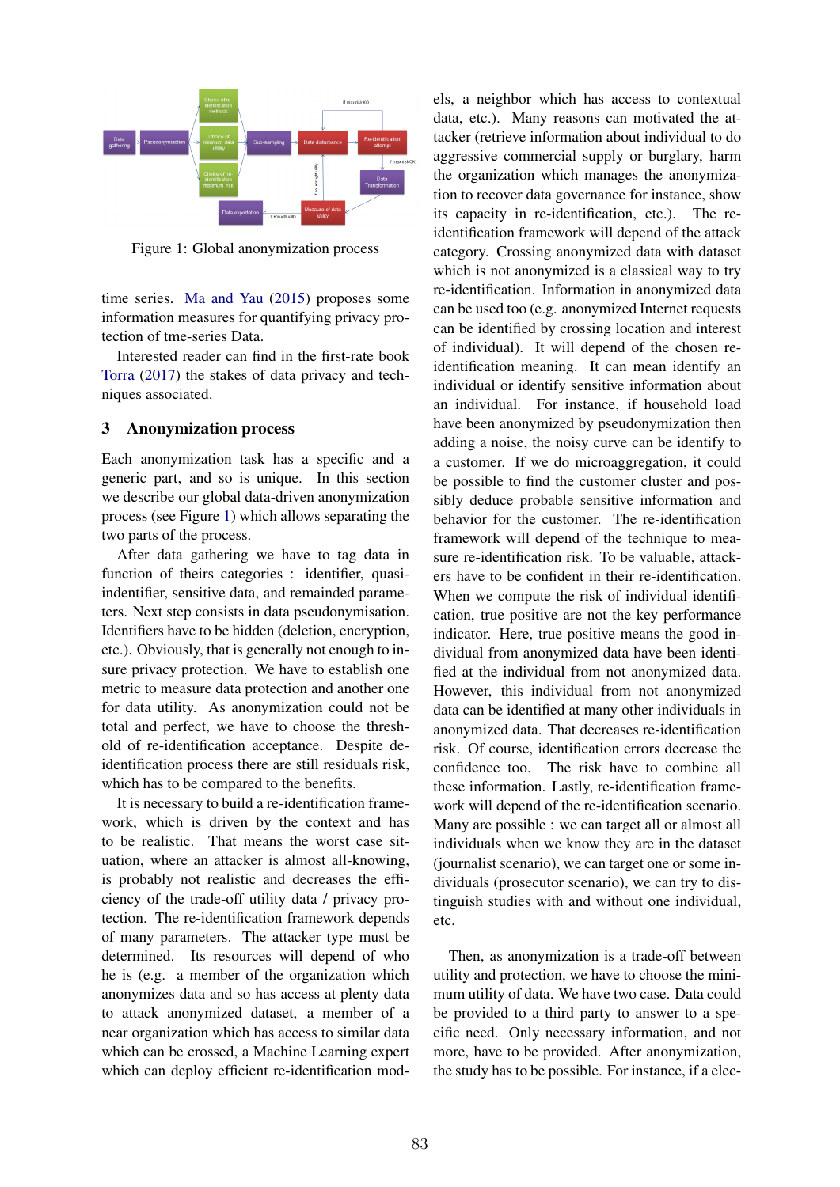Figure 1: Global anonymization process

time series. Ma and Yau (2015) proposes some information measures for quantifying privacy protection of tme-series Data.

Interested reader can find in the first-rate book Torra (2017) the stakes of data privacy and techniques associated.

## 3 Anonymization process

Each anonymization task has a specific and a generic part, and so is unique. In this section we describe our global data-driven anonymization process (see Figure 1) which allows separating the two parts of the process.

After data gathering we have to tag data in function of theirs categories : identifier, quasi-indentifier, sensitive data, and remainded parameters. Next step consists in data pseudonymisation. Identifiers have to be hidden (deletion, encryption, etc.). Obviously, that is generally not enough to insure privacy protection. We have to establish one metric to measure data protection and another one for data utility. As anonymization could not be total and perfect, we have to choose the threshold of re-identification acceptance. Despite de-identification process there are still residuals risk, which has to be compared to the benefits.

It is necessary to build a re-identification framework, which is driven by the context and has to be realistic. That means the worst case situation, where an attacker is almost all-knowing, is probably not realistic and decreases the efficiency of the trade-off utility data / privacy protection. The re-identification framework depends of many parameters. The attacker type must be determined. Its resources will depend of who he is (e.g. a member of the organization which anonymizes data and so has access at plenty data to attack anonymized dataset, a member of a near organization which has access to similar data which can be crossed, a Machine Learning expert which can deploy efficient re-identification models, a neighbor which has access to contextual data, etc.). Many reasons can motivated the attacker (retrieve information about individual to do aggressive commercial supply or burglary, harm the organization which manages the anonymization to recover data governance for instance, show its capacity in re-identification, etc.). The re-identification framework will depend of the attack category. Crossing anonymized data with dataset which is not anonymized is a classical way to try re-identification. Information in anonymized data can be used too (e.g. anonymized Internet requests can be identified by crossing location and interest of individual). It will depend of the chosen re-identification meaning. It can mean identify an individual or identify sensitive information about an individual. For instance, if household load have been anonymized by pseudonymization then adding a noise, the noisy curve can be identify to a customer. If we do microaggregation, it could be possible to find the customer cluster and possibly deduce probable sensitive information and behavior for the customer. The re-identification framework will depend of the technique to measure re-identification risk. To be valuable, attackers have to be confident in their re-identification. When we compute the risk of individual identification, true positive are not the key performance indicator. Here, true positive means the good individual from anonymized data have been identified at the individual from not anonymized data. However, this individual from not anonymized data can be identified at many other individuals in anonymized data. That decreases re-identification risk. Of course, identification errors decrease the confidence too. The risk have to combine all these information. Lastly, re-identification framework will depend of the re-identification scenario. Many are possible : we can target all or almost all individuals when we know they are in the dataset (journalist scenario), we can target one or some individuals (prosecutor scenario), we can try to distinguish studies with and without one individual, etc.

Then, as anonymization is a trade-off between utility and protection, we have to choose the minimum utility of data. We have two case. Data could be provided to a third party to answer to a specific need. Only necessary information, and not more, have to be provided. After anonymization, the study has to be possible. For instance, if a elec-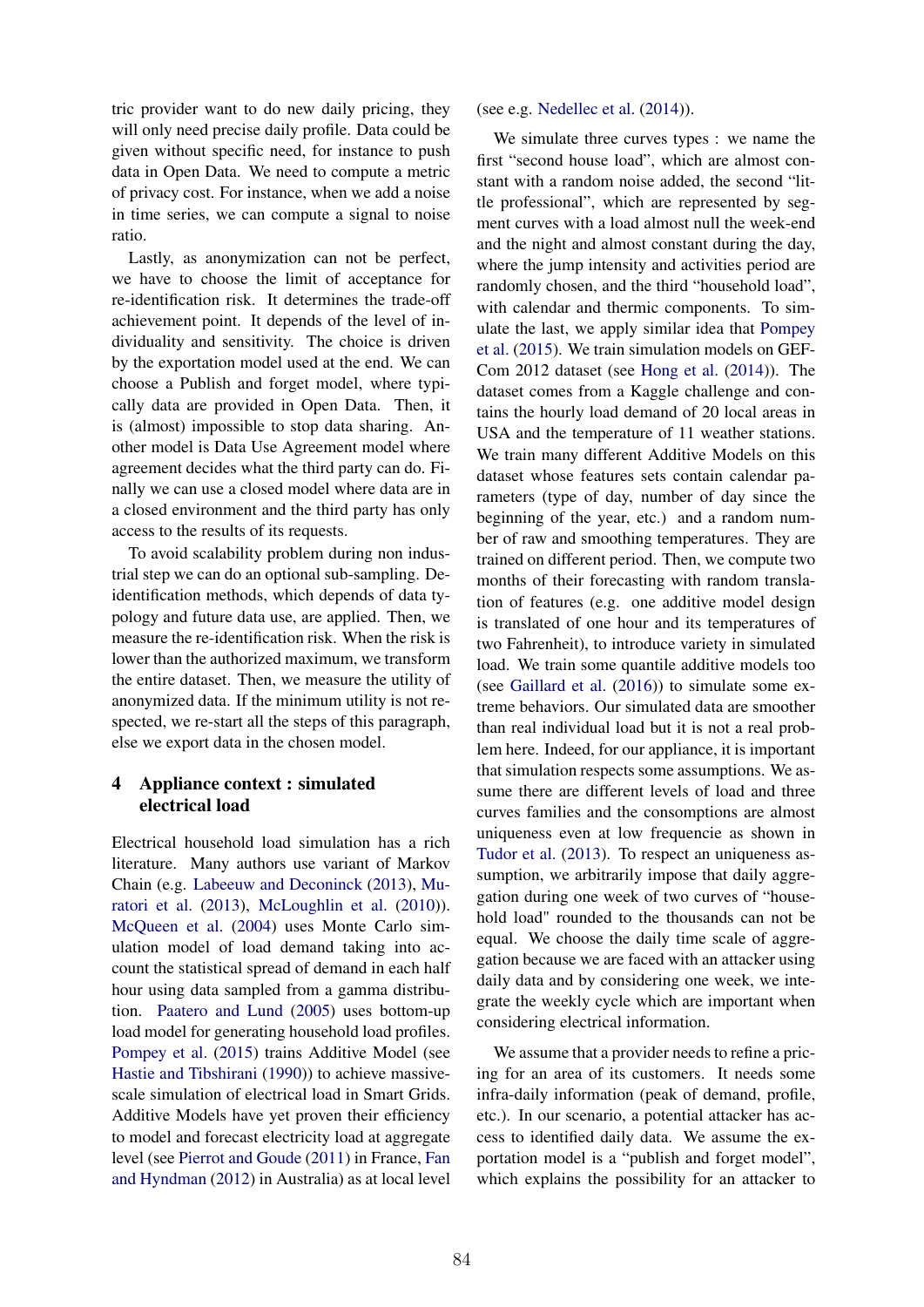tric provider want to do new daily pricing, they will only need precise daily profile. Data could be given without specific need, for instance to push data in Open Data. We need to compute a metric of privacy cost. For instance, when we add a noise in time series, we can compute a signal to noise ratio.

Lastly, as anonymization can not be perfect, we have to choose the limit of acceptance for re-identification risk. It determines the trade-off achievement point. It depends of the level of individuality and sensitivity. The choice is driven by the exportation model used at the end. We can choose a Publish and forget model, where typically data are provided in Open Data. Then, it is (almost) impossible to stop data sharing. Another model is Data Use Agreement model where agreement decides what the third party can do. Finally we can use a closed model where data are in a closed environment and the third party has only access to the results of its requests.

To avoid scalability problem during non industrial step we can do an optional sub-sampling. De-identification methods, which depends of data typology and future data use, are applied. Then, we measure the re-identification risk. When the risk is lower than the authorized maximum, we transform the entire dataset. Then, we measure the utility of anonymized data. If the minimum utility is not respected, we re-start all the steps of this paragraph, else we export data in the chosen model.

## 4 Appliance context : simulated electrical load

Electrical household load simulation has a rich literature. Many authors use variant of Markov Chain (e.g. Labeeuw and Deconinck (2013), Muratori et al. (2013), McLoughlin et al. (2010)). McQueen et al. (2004) uses Monte Carlo simulation model of load demand taking into account the statistical spread of demand in each half hour using data sampled from a gamma distribution. Paatero and Lund (2005) uses bottom-up load model for generating household load profiles. Pompey et al. (2015) trains Additive Model (see Hastie and Tibshirani (1990)) to achieve massive-scale simulation of electrical load in Smart Grids. Additive Models have yet proven their efficiency to model and forecast electricity load at aggregate level (see Pierrot and Goude (2011) in France, Fan and Hyndman (2012) in Australia) as at local level (see e.g. Nedellec et al. (2014)).

We simulate three curves types : we name the first "second house load", which are almost constant with a random noise added, the second "little professional", which are represented by segment curves with a load almost null the week-end and the night and almost constant during the day, where the jump intensity and activities period are randomly chosen, and the third "household load", with calendar and thermic components. To simulate the last, we apply similar idea that Pompey et al. (2015). We train simulation models on GEFCom 2012 dataset (see Hong et al. (2014)). The dataset comes from a Kaggle challenge and contains the hourly load demand of 20 local areas in USA and the temperature of 11 weather stations. We train many different Additive Models on this dataset whose features sets contain calendar parameters (type of day, number of day since the beginning of the year, etc.) and a random number of raw and smoothing temperatures. They are trained on different period. Then, we compute two months of their forecasting with random translation of features (e.g. one additive model design is translated of one hour and its temperatures of two Fahrenheit), to introduce variety in simulated load. We train some quantile additive models too (see Gaillard et al. (2016)) to simulate some extreme behaviors. Our simulated data are smoother than real individual load but it is not a real problem here. Indeed, for our appliance, it is important that simulation respects some assumptions. We assume there are different levels of load and three curves families and the consomptions are almost uniqueness even at low frequencie as shown in Tudor et al. (2013). To respect an uniqueness assumption, we arbitrarily impose that daily aggregation during one week of two curves of "household load" rounded to the thousands can not be equal. We choose the daily time scale of aggregation because we are faced with an attacker using daily data and by considering one week, we integrate the weekly cycle which are important when considering electrical information.

We assume that a provider needs to refine a pricing for an area of its customers. It needs some infra-daily information (peak of demand, profile, etc.). In our scenario, a potential attacker has access to identified daily data. We assume the exportation model is a "publish and forget model", which explains the possibility for an attacker to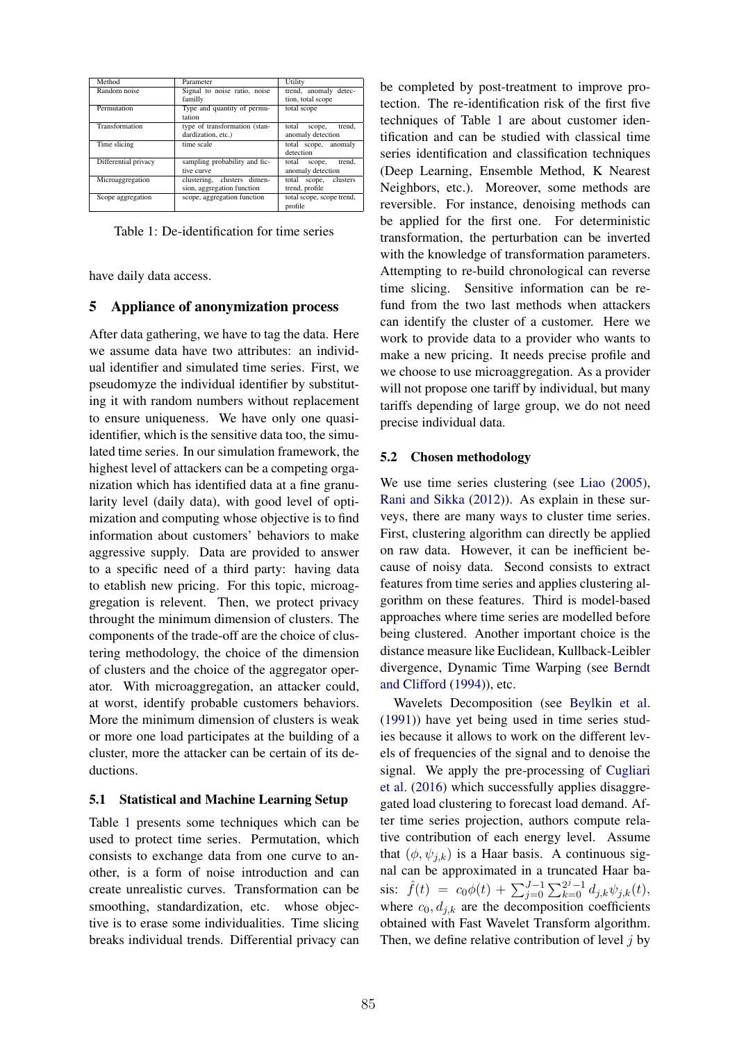| Method | Parameter | Utility |
|---|---|---|
| Random noise | Signal to noise ratio, noise familly | trend, anomaly detection, total scope |
| Permutation | Type and quantity of permutation | total scope |
| Transformation | type of transformation (standardization, etc.) | total scope, trend, anomaly detection |
| Time slicing | time scale | total scope, anomaly detection |
| Differential privacy | sampling probability and fictive curve | total scope, trend, anomaly detection |
| Microaggregation | clustering, clusters dimension, aggregation function | total scope, clusters trend, profile |
| Scope aggregation | scope, aggregation function | total scope, scope trend, profile |

Table 1: De-identification for time series

have daily data access.

## 5 Appliance of anonymization process

After data gathering, we have to tag the data. Here we assume data have two attributes: an individual identifier and simulated time series. First, we pseudomyze the individual identifier by substituting it with random numbers without replacement to ensure uniqueness. We have only one quasi-identifier, which is the sensitive data too, the simulated time series. In our simulation framework, the highest level of attackers can be a competing organization which has identified data at a fine granularity level (daily data), with good level of optimization and computing whose objective is to find information about customers' behaviors to make aggressive supply. Data are provided to answer to a specific need of a third party: having data to establish new pricing. For this topic, microaggregation is relevent. Then, we protect privacy throught the minimum dimension of clusters. The components of the trade-off are the choice of clustering methodology, the choice of the dimension of clusters and the choice of the aggregator operator. With microaggregation, an attacker could, at worst, identify probable customers behaviors. More the minimum dimension of clusters is weak or more one load participates at the building of a cluster, more the attacker can be certain of its deductions.

### 5.1 Statistical and Machine Learning Setup

Table 1 presents some techniques which can be used to protect time series. Permutation, which consists to exchange data from one curve to another, is a form of noise introduction and can create unrealistic curves. Transformation can be smoothing, standardization, etc. whose objective is to erase some individualities. Time slicing breaks individual trends. Differential privacy can be completed by post-treatment to improve protection. The re-identification risk of the first five techniques of Table 1 are about customer identification and can be studied with classical time series identification and classification techniques (Deep Learning, Ensemble Method, K Nearest Neighbors, etc.). Moreover, some methods are reversible. For instance, denoising methods can be applied for the first one. For deterministic transformation, the perturbation can be inverted with the knowledge of transformation parameters. Attempting to re-build chronological can reverse time slicing. Sensitive information can be refund from the two last methods when attackers can identify the cluster of a customer. Here we work to provide data to a provider who wants to make a new pricing. It needs precise profile and we choose to use microaggregation. As a provider will not propose one tariff by individual, but many tariffs depending of large group, we do not need precise individual data.

### 5.2 Chosen methodology

We use time series clustering (see Liao (2005), Rani and Sikka (2012)). As explain in these surveys, there are many ways to cluster time series. First, clustering algorithm can directly be applied on raw data. However, it can be inefficient because of noisy data. Second consists to extract features from time series and applies clustering algorithm on these features. Third is model-based approaches where time series are modelled before being clustered. Another important choice is the distance measure like Euclidean, Kullback-Leibler divergence, Dynamic Time Warping (see Berndt and Clifford (1994)), etc.

Wavelets Decomposition (see Beylkin et al. (1991)) have yet being used in time series studies because it allows to work on the different levels of frequencies of the signal and to denoise the signal. We apply the pre-processing of Cugliari et al. (2016) which successfully applies disaggregated load clustering to forecast load demand. After time series projection, authors compute relative contribution of each energy level. Assume that $(\phi, \psi_{j,k})$ is a Haar basis. A continuous signal can be approximated in a truncated Haar basis: $\hat{f}(t) = c_0\phi(t) + \sum_{j=0}^{J-1}\sum_{k=0}^{2^j-1} d_{j,k}\psi_{j,k}(t)$, where $c_0, d_{j,k}$ are the decomposition coefficients obtained with Fast Wavelet Transform algorithm. Then, we define relative contribution of level $j$ by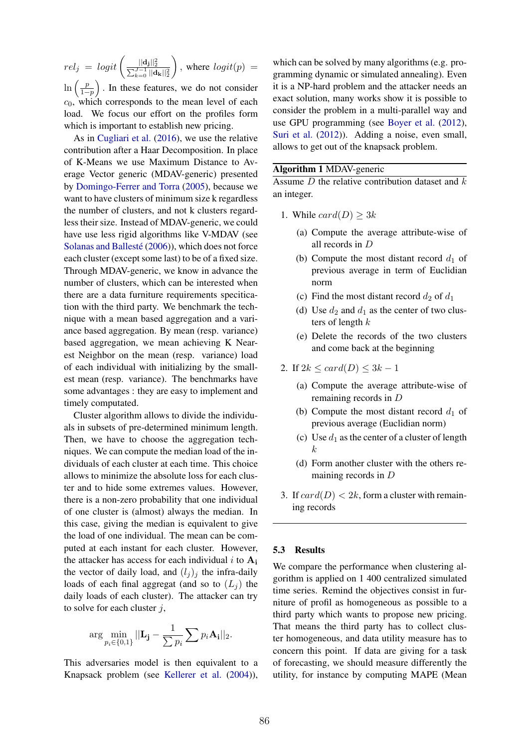$rel_j = logit\left(\frac{||\mathbf{d_j}||_2^2}{\sum_{k=0}^{J-1}||\mathbf{d_k}||_2^2}\right)$, where $logit(p) = \ln\left(\frac{p}{1-p}\right)$. In these features, we do not consider $c_0$, which corresponds to the mean level of each load. We focus our effort on the profiles form which is important to establish new pricing.

As in Cugliari et al. (2016), we use the relative contribution after a Haar Decomposition. In place of K-Means we use Maximum Distance to Average Vector generic (MDAV-generic) presented by Domingo-Ferrer and Torra (2005), because we want to have clusters of minimum size k regardless the number of clusters, and not k clusters regardless their size. Instead of MDAV-generic, we could have use less rigid algorithms like V-MDAV (see Solanas and Ballesté (2006)), which does not force each cluster (except some last) to be of a fixed size. Through MDAV-generic, we know in advance the number of clusters, which can be interested when there are a data furniture requirements specitication with the third party. We benchmark the technique with a mean based aggregation and a variance based aggregation. By mean (resp. variance) based aggregation, we mean achieving K Nearest Neighbor on the mean (resp. variance) load of each individual with initializing by the smallest mean (resp. variance). The benchmarks have some advantages : they are easy to implement and timely computated.

Cluster algorithm allows to divide the individuals in subsets of pre-determined minimum length. Then, we have to choose the aggregation techniques. We can compute the median load of the individuals of each cluster at each time. This choice allows to minimize the absolute loss for each cluster and to hide some extremes values. However, there is a non-zero probability that one individual of one cluster is (almost) always the median. In this case, giving the median is equivalent to give the load of one individual. The mean can be computed at each instant for each cluster. However, the attacker has access for each individual $i$ to $\mathbf{A_i}$ the vector of daily load, and $(l_j)_j$ the infra-daily loads of each final aggregat (and so to $(L_j)$ the daily loads of each cluster). The attacker can try to solve for each cluster $j$,

$$\arg\min_{p_i\in\{0,1\}} ||\mathbf{L_j} - \frac{1}{\sum p_i}\sum p_i \mathbf{A_i}||_2.$$

This adversaries model is then equivalent to a Knapsack problem (see Kellerer et al. (2004)), which can be solved by many algorithms (e.g. programming dynamic or simulated annealing). Even it is a NP-hard problem and the attacker needs an exact solution, many works show it is possible to consider the problem in a multi-parallel way and use GPU programming (see Boyer et al. (2012), Suri et al. (2012)). Adding a noise, even small, allows to get out of the knapsack problem.

**Algorithm 1** MDAV-generic

Assume $D$ the relative contribution dataset and $k$ an integer.

1. While $card(D) \geq 3k$
   (a) Compute the average attribute-wise of all records in $D$
   (b) Compute the most distant record $d_1$ of previous average in term of Euclidian norm
   (c) Find the most distant record $d_2$ of $d_1$
   (d) Use $d_2$ and $d_1$ as the center of two clusters of length $k$
   (e) Delete the records of the two clusters and come back at the beginning
2. If $2k \leq card(D) \leq 3k - 1$
   (a) Compute the average attribute-wise of remaining records in $D$
   (b) Compute the most distant record $d_1$ of previous average (Euclidian norm)
   (c) Use $d_1$ as the center of a cluster of length $k$
   (d) Form another cluster with the others remaining records in $D$
3. If $card(D) < 2k$, form a cluster with remaining records

### 5.3 Results

We compare the performance when clustering algorithm is applied on 1 400 centralized simulated time series. Remind the objectives consist in furniture of profil as homogeneous as possible to a third party which wants to propose new pricing. That means the third party has to collect cluster homogeneous, and data utility measure has to concern this point. If data are giving for a task of forecasting, we should measure differently the utility, for instance by computing MAPE (Mean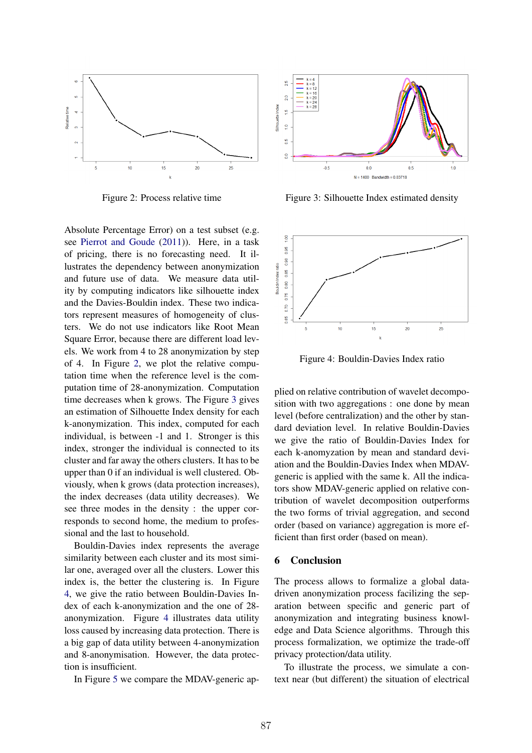Figure 2: Process relative time

Figure 3: Silhouette Index estimated density

Absolute Percentage Error) on a test subset (e.g. see Pierrot and Goude (2011)). Here, in a task of pricing, there is no forecasting need. It illustrates the dependency between anonymization and future use of data. We measure data utility by computing indicators like silhouette index and the Davies-Bouldin index. These two indicators represent measures of homogeneity of clusters. We do not use indicators like Root Mean Square Error, because there are different load levels. We work from 4 to 28 anonymization by step of 4. In Figure 2, we plot the relative computation time when the reference level is the computation time of 28-anonymization. Computation time decreases when k grows. The Figure 3 gives an estimation of Silhouette Index density for each k-anonymization. This index, computed for each individual, is between -1 and 1. Stronger is this index, stronger the individual is connected to its cluster and far away the others clusters. It has to be upper than 0 if an individual is well clustered. Obviously, when k grows (data protection increases), the index decreases (data utility decreases). We see three modes in the density : the upper corresponds to second home, the medium to professional and the last to household.

Bouldin-Davies index represents the average similarity between each cluster and its most similar one, averaged over all the clusters. Lower this index is, the better the clustering is. In Figure 4, we give the ratio between Bouldin-Davies Index of each k-anonymization and the one of 28-anonymization. Figure 4 illustrates data utility loss caused by increasing data protection. There is a big gap of data utility between 4-anonymization and 8-anonymisation. However, the data protection is insufficient.

In Figure 5 we compare the MDAV-generic applied on relative contribution of wavelet decomposition with two aggregations : one done by mean level (before centralization) and the other by standard deviation level. In relative Bouldin-Davies we give the ratio of Bouldin-Davies Index for each k-anomyzation by mean and standard deviation and the Bouldin-Davies Index when MDAV-generic is applied with the same k. All the indicators show MDAV-generic applied on relative contribution of wavelet decomposition outperforms the two forms of trivial aggregation, and second order (based on variance) aggregation is more efficient than first order (based on mean).

Figure 4: Bouldin-Davies Index ratio

## 6 Conclusion

The process allows to formalize a global data-driven anonymization process facilizing the separation between specific and generic part of anonymization and integrating business knowledge and Data Science algorithms. Through this process formalization, we optimize the trade-off privacy protection/data utility.

To illustrate the process, we simulate a context near (but different) the situation of electrical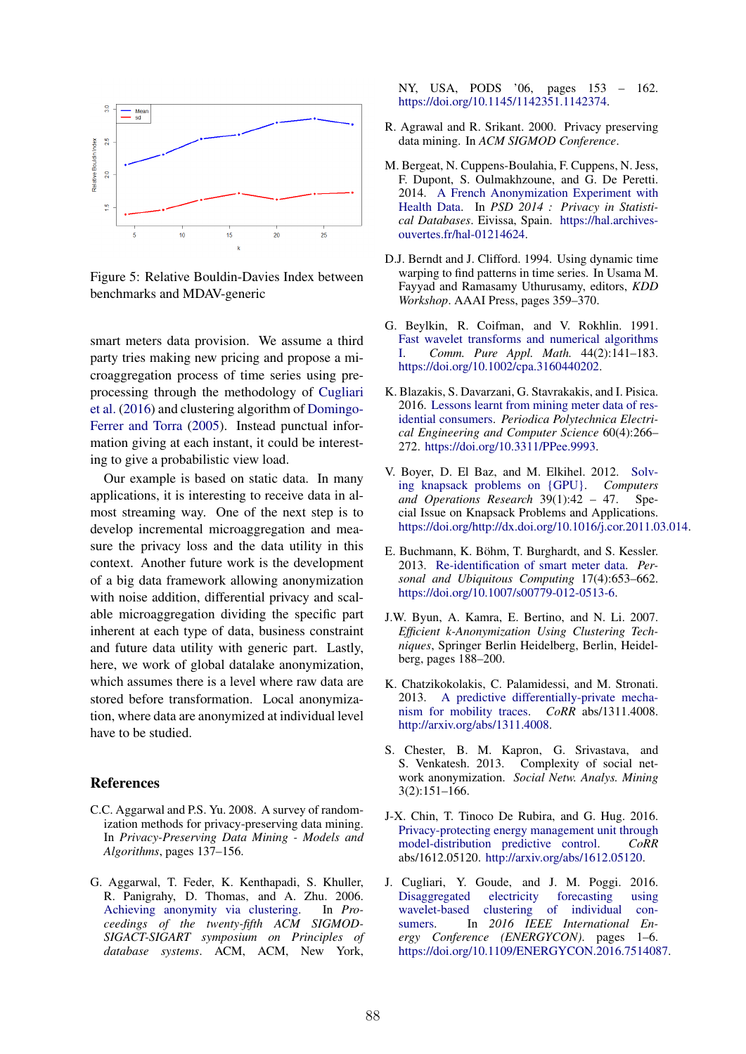Figure 5: Relative Bouldin-Davies Index between benchmarks and MDAV-generic

smart meters data provision. We assume a third party tries making new pricing and propose a microaggregation process of time series using preprocessing through the methodology of Cugliari et al. (2016) and clustering algorithm of Domingo-Ferrer and Torra (2005). Instead punctual information giving at each instant, it could be interesting to give a probabilistic view load.

Our example is based on static data. In many applications, it is interesting to receive data in almost streaming way. One of the next step is to develop incremental microaggregation and measure the privacy loss and the data utility in this context. Another future work is the development of a big data framework allowing anonymization with noise addition, differential privacy and scalable microaggregation dividing the specific part inherent at each type of data, business constraint and future data utility with generic part. Lastly, here, we work of global datalake anonymization, which assumes there is a level where raw data are stored before transformation. Local anonymization, where data are anonymized at individual level have to be studied.

## References

C.C. Aggarwal and P.S. Yu. 2008. A survey of randomization methods for privacy-preserving data mining. In *Privacy-Preserving Data Mining - Models and Algorithms*, pages 137–156.

G. Aggarwal, T. Feder, K. Kenthapadi, S. Khuller, R. Panigrahy, D. Thomas, and A. Zhu. 2006. Achieving anonymity via clustering. In *Proceedings of the twenty-fifth ACM SIGMOD-SIGACT-SIGART symposium on Principles of database systems*. ACM, ACM, New York, NY, USA, PODS '06, pages 153 – 162. https://doi.org/10.1145/1142351.1142374.

R. Agrawal and R. Srikant. 2000. Privacy preserving data mining. In *ACM SIGMOD Conference*.

M. Bergeat, N. Cuppens-Boulahia, F. Cuppens, N. Jess, F. Dupont, S. Oulmakhzoune, and G. De Peretti. 2014. A French Anonymization Experiment with Health Data. In *PSD 2014 : Privacy in Statistical Databases*. Eivissa, Spain. https://hal.archives-ouvertes.fr/hal-01214624.

D.J. Berndt and J. Clifford. 1994. Using dynamic time warping to find patterns in time series. In Usama M. Fayyad and Ramasamy Uthurusamy, editors, *KDD Workshop*. AAAI Press, pages 359–370.

G. Beylkin, R. Coifman, and V. Rokhlin. 1991. Fast wavelet transforms and numerical algorithms I. *Comm. Pure Appl. Math.* 44(2):141–183. https://doi.org/10.1002/cpa.3160440202.

K. Blazakis, S. Davarzani, G. Stavrakakis, and I. Pisica. 2016. Lessons learnt from mining meter data of residential consumers. *Periodica Polytechnica Electrical Engineering and Computer Science* 60(4):266–272. https://doi.org/10.3311/PPee.9993.

V. Boyer, D. El Baz, and M. Elkihel. 2012. Solving knapsack problems on {GPU}. *Computers and Operations Research* 39(1):42 – 47. Special Issue on Knapsack Problems and Applications. https://doi.org/http://dx.doi.org/10.1016/j.cor.2011.03.014.

E. Buchmann, K. Böhm, T. Burghardt, and S. Kessler. 2013. Re-identification of smart meter data. *Personal and Ubiquitous Computing* 17(4):653–662. https://doi.org/10.1007/s00779-012-0513-6.

J.W. Byun, A. Kamra, E. Bertino, and N. Li. 2007. *Efficient k-Anonymization Using Clustering Techniques*, Springer Berlin Heidelberg, Berlin, Heidelberg, pages 188–200.

K. Chatzikokolakis, C. Palamidessi, and M. Stronati. 2013. A predictive differentially-private mechanism for mobility traces. *CoRR* abs/1311.4008. http://arxiv.org/abs/1311.4008.

S. Chester, B. M. Kapron, G. Srivastava, and S. Venkatesh. 2013. Complexity of social network anonymization. *Social Netw. Analys. Mining* 3(2):151–166.

J-X. Chin, T. Tinoco De Rubira, and G. Hug. 2016. Privacy-protecting energy management unit through model-distribution predictive control. *CoRR* abs/1612.05120. http://arxiv.org/abs/1612.05120.

J. Cugliari, Y. Goude, and J. M. Poggi. 2016. Disaggregated electricity forecasting using wavelet-based clustering of individual consumers. In *2016 IEEE International Energy Conference (ENERGYCON)*. pages 1–6. https://doi.org/10.1109/ENERGYCON.2016.7514087.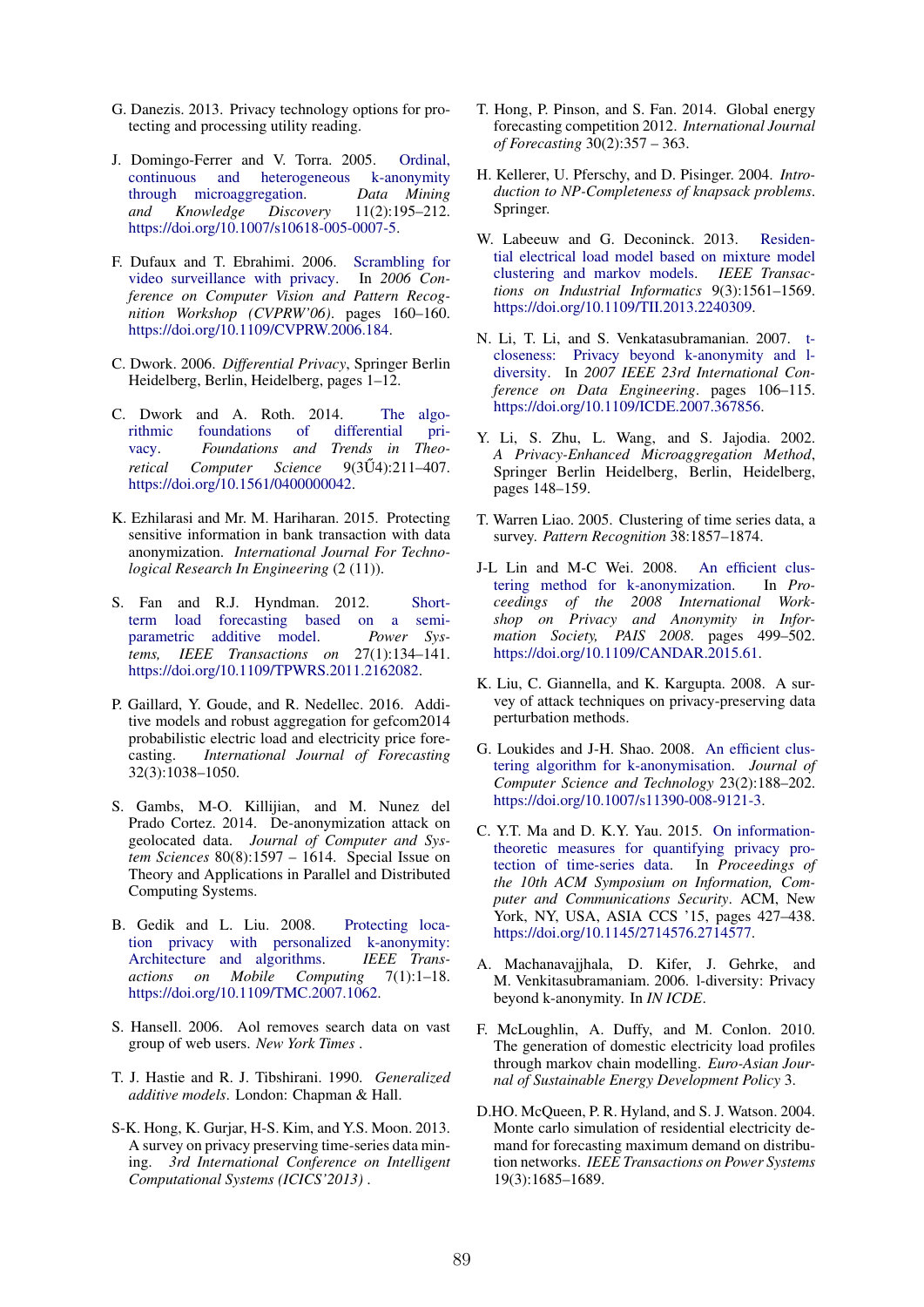G. Danezis. 2013. Privacy technology options for protecting and processing utility reading.

J. Domingo-Ferrer and V. Torra. 2005. Ordinal, continuous and heterogeneous k-anonymity through microaggregation. *Data Mining and Knowledge Discovery* 11(2):195–212. https://doi.org/10.1007/s10618-005-0007-5.

F. Dufaux and T. Ebrahimi. 2006. Scrambling for video surveillance with privacy. In *2006 Conference on Computer Vision and Pattern Recognition Workshop (CVPRW'06)*. pages 160–160. https://doi.org/10.1109/CVPRW.2006.184.

C. Dwork. 2006. *Differential Privacy*, Springer Berlin Heidelberg, Berlin, Heidelberg, pages 1–12.

C. Dwork and A. Roth. 2014. The algorithmic foundations of differential privacy. *Foundations and Trends in Theoretical Computer Science* 9(3Ű4):211–407. https://doi.org/10.1561/0400000042.

K. Ezhilarasi and Mr. M. Hariharan. 2015. Protecting sensitive information in bank transaction with data anonymization. *International Journal For Technological Research In Engineering* (2 (11)).

S. Fan and R.J. Hyndman. 2012. Short-term load forecasting based on a semi-parametric additive model. *Power Systems, IEEE Transactions on* 27(1):134–141. https://doi.org/10.1109/TPWRS.2011.2162082.

P. Gaillard, Y. Goude, and R. Nedellec. 2016. Additive models and robust aggregation for gefcom2014 probabilistic electric load and electricity price forecasting. *International Journal of Forecasting* 32(3):1038–1050.

S. Gambs, M-O. Killijian, and M. Nunez del Prado Cortez. 2014. De-anonymization attack on geolocated data. *Journal of Computer and System Sciences* 80(8):1597 – 1614. Special Issue on Theory and Applications in Parallel and Distributed Computing Systems.

B. Gedik and L. Liu. 2008. Protecting location privacy with personalized k-anonymity: Architecture and algorithms. *IEEE Transactions on Mobile Computing* 7(1):1–18. https://doi.org/10.1109/TMC.2007.1062.

S. Hansell. 2006. Aol removes search data on vast group of web users. *New York Times* .

T. J. Hastie and R. J. Tibshirani. 1990. *Generalized additive models*. London: Chapman & Hall.

S-K. Hong, K. Gurjar, H-S. Kim, and Y.S. Moon. 2013. A survey on privacy preserving time-series data mining. *3rd International Conference on Intelligent Computational Systems (ICICS'2013)* .

T. Hong, P. Pinson, and S. Fan. 2014. Global energy forecasting competition 2012. *International Journal of Forecasting* 30(2):357 – 363.

H. Kellerer, U. Pferschy, and D. Pisinger. 2004. *Introduction to NP-Completeness of knapsack problems*. Springer.

W. Labeeuw and G. Deconinck. 2013. Residential electrical load model based on mixture model clustering and markov models. *IEEE Transactions on Industrial Informatics* 9(3):1561–1569. https://doi.org/10.1109/TII.2013.2240309.

N. Li, T. Li, and S. Venkatasubramanian. 2007. t-closeness: Privacy beyond k-anonymity and l-diversity. In *2007 IEEE 23rd International Conference on Data Engineering*. pages 106–115. https://doi.org/10.1109/ICDE.2007.367856.

Y. Li, S. Zhu, L. Wang, and S. Jajodia. 2002. *A Privacy-Enhanced Microaggregation Method*, Springer Berlin Heidelberg, Berlin, Heidelberg, pages 148–159.

T. Warren Liao. 2005. Clustering of time series data, a survey. *Pattern Recognition* 38:1857–1874.

J-L Lin and M-C Wei. 2008. An efficient clustering method for k-anonymization. In *Proceedings of the 2008 International Workshop on Privacy and Anonymity in Information Society, PAIS 2008*. pages 499–502. https://doi.org/10.1109/CANDAR.2015.61.

K. Liu, C. Giannella, and K. Kargupta. 2008. A survey of attack techniques on privacy-preserving data perturbation methods.

G. Loukides and J-H. Shao. 2008. An efficient clustering algorithm for k-anonymisation. *Journal of Computer Science and Technology* 23(2):188–202. https://doi.org/10.1007/s11390-008-9121-3.

C. Y.T. Ma and D. K.Y. Yau. 2015. On information-theoretic measures for quantifying privacy protection of time-series data. In *Proceedings of the 10th ACM Symposium on Information, Computer and Communications Security*. ACM, New York, NY, USA, ASIA CCS '15, pages 427–438. https://doi.org/10.1145/2714576.2714577.

A. Machanavajjhala, D. Kifer, J. Gehrke, and M. Venkitasubramaniam. 2006. l-diversity: Privacy beyond k-anonymity. In *IN ICDE*.

F. McLoughlin, A. Duffy, and M. Conlon. 2010. The generation of domestic electricity load profiles through markov chain modelling. *Euro-Asian Journal of Sustainable Energy Development Policy* 3.

D.HO. McQueen, P. R. Hyland, and S. J. Watson. 2004. Monte carlo simulation of residential electricity demand for forecasting maximum demand on distribution networks. *IEEE Transactions on Power Systems* 19(3):1685–1689.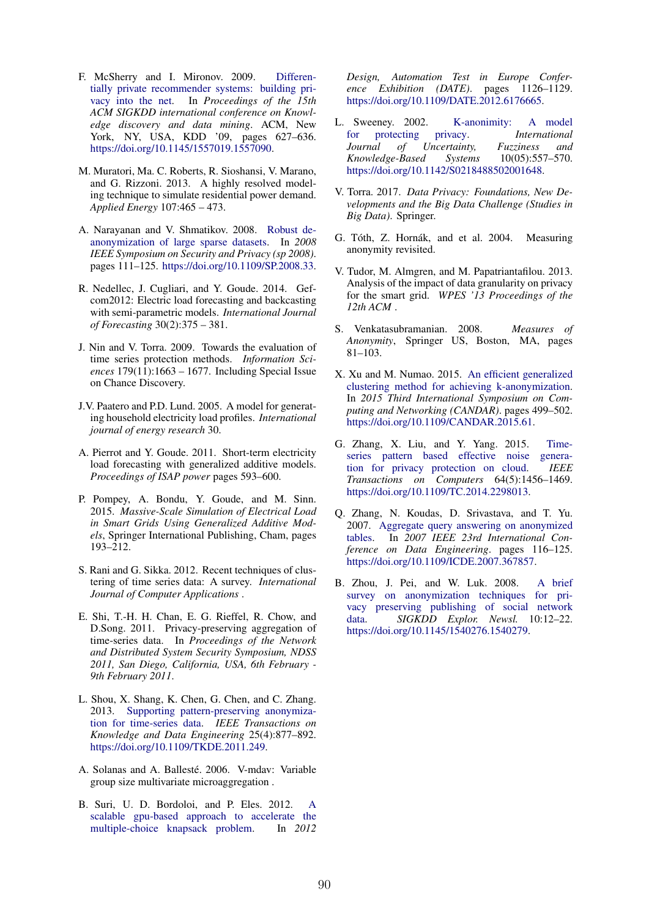F. McSherry and I. Mironov. 2009. Differentially private recommender systems: building privacy into the net. In *Proceedings of the 15th ACM SIGKDD international conference on Knowledge discovery and data mining*. ACM, New York, NY, USA, KDD '09, pages 627–636. https://doi.org/10.1145/1557019.1557090.

M. Muratori, Ma. C. Roberts, R. Sioshansi, V. Marano, and G. Rizzoni. 2013. A highly resolved modeling technique to simulate residential power demand. *Applied Energy* 107:465 – 473.

A. Narayanan and V. Shmatikov. 2008. Robust de-anonymization of large sparse datasets. In *2008 IEEE Symposium on Security and Privacy (sp 2008)*. pages 111–125. https://doi.org/10.1109/SP.2008.33.

R. Nedellec, J. Cugliari, and Y. Goude. 2014. Gefcom2012: Electric load forecasting and backcasting with semi-parametric models. *International Journal of Forecasting* 30(2):375 – 381.

J. Nin and V. Torra. 2009. Towards the evaluation of time series protection methods. *Information Sciences* 179(11):1663 – 1677. Including Special Issue on Chance Discovery.

J.V. Paatero and P.D. Lund. 2005. A model for generating household electricity load profiles. *International journal of energy research* 30.

A. Pierrot and Y. Goude. 2011. Short-term electricity load forecasting with generalized additive models. *Proceedings of ISAP power* pages 593–600.

P. Pompey, A. Bondu, Y. Goude, and M. Sinn. 2015. *Massive-Scale Simulation of Electrical Load in Smart Grids Using Generalized Additive Models*, Springer International Publishing, Cham, pages 193–212.

S. Rani and G. Sikka. 2012. Recent techniques of clustering of time series data: A survey. *International Journal of Computer Applications* .

E. Shi, T.-H. H. Chan, E. G. Rieffel, R. Chow, and D.Song. 2011. Privacy-preserving aggregation of time-series data. In *Proceedings of the Network and Distributed System Security Symposium, NDSS 2011, San Diego, California, USA, 6th February - 9th February 2011*.

L. Shou, X. Shang, K. Chen, G. Chen, and C. Zhang. 2013. Supporting pattern-preserving anonymization for time-series data. *IEEE Transactions on Knowledge and Data Engineering* 25(4):877–892. https://doi.org/10.1109/TKDE.2011.249.

A. Solanas and A. Ballesté. 2006. V-mdav: Variable group size multivariate microaggregation .

B. Suri, U. D. Bordoloi, and P. Eles. 2012. A scalable gpu-based approach to accelerate the multiple-choice knapsack problem. In *2012 Design, Automation Test in Europe Conference Exhibition (DATE)*. pages 1126–1129. https://doi.org/10.1109/DATE.2012.6176665.

L. Sweeney. 2002. K-anonimity: A model for protecting privacy. *International Journal of Uncertainty, Fuzziness and Knowledge-Based Systems* 10(05):557–570. https://doi.org/10.1142/S0218488502001648.

V. Torra. 2017. *Data Privacy: Foundations, New Developments and the Big Data Challenge (Studies in Big Data)*. Springer.

G. Tóth, Z. Hornák, and et al. 2004. Measuring anonymity revisited.

V. Tudor, M. Almgren, and M. Papatriantafilou. 2013. Analysis of the impact of data granularity on privacy for the smart grid. *WPES '13 Proceedings of the 12th ACM* .

S. Venkatasubramanian. 2008. *Measures of Anonymity*, Springer US, Boston, MA, pages 81–103.

X. Xu and M. Numao. 2015. An efficient generalized clustering method for achieving k-anonymization. In *2015 Third International Symposium on Computing and Networking (CANDAR)*. pages 499–502. https://doi.org/10.1109/CANDAR.2015.61.

G. Zhang, X. Liu, and Y. Yang. 2015. Time-series pattern based effective noise generation for privacy protection on cloud. *IEEE Transactions on Computers* 64(5):1456–1469. https://doi.org/10.1109/TC.2014.2298013.

Q. Zhang, N. Koudas, D. Srivastava, and T. Yu. 2007. Aggregate query answering on anonymized tables. In *2007 IEEE 23rd International Conference on Data Engineering*. pages 116–125. https://doi.org/10.1109/ICDE.2007.367857.

B. Zhou, J. Pei, and W. Luk. 2008. A brief survey on anonymization techniques for privacy preserving publishing of social network data. *SIGKDD Explor. Newsl.* 10:12–22. https://doi.org/10.1145/1540276.1540279.